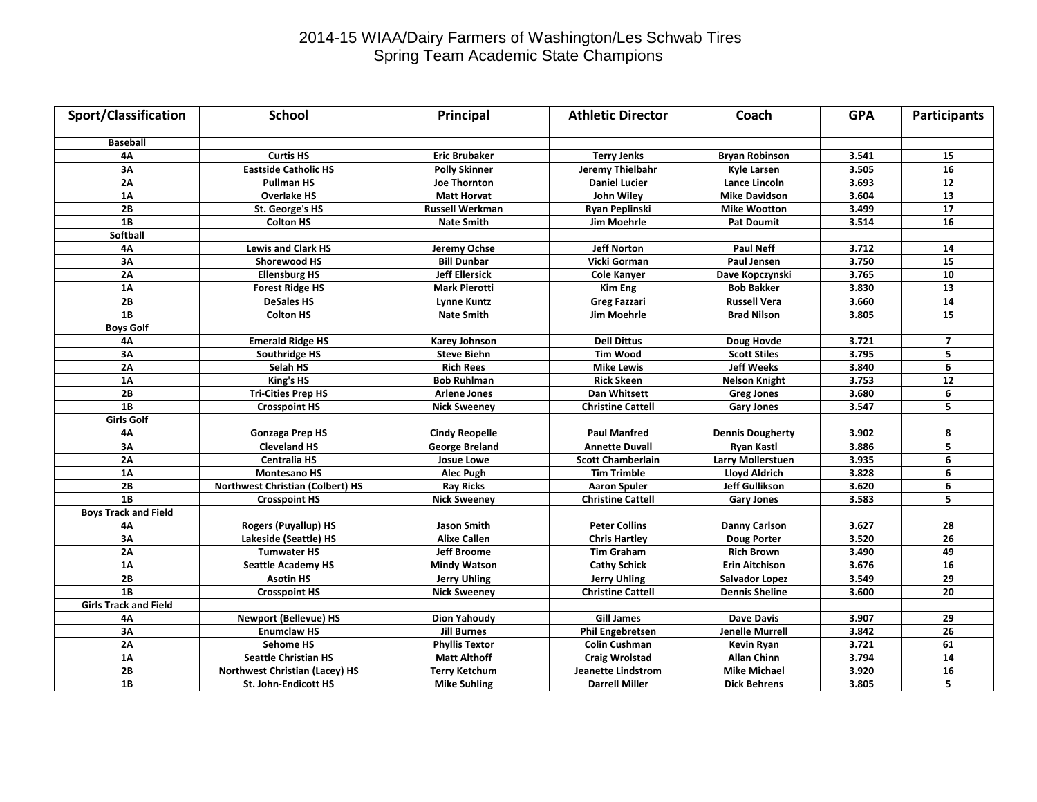# 2014-15 WIAA/Dairy Farmers of Washington/Les Schwab Tires
## Spring Team Academic State Champions

| Sport/Classification | School | Principal | Athletic Director | Coach | GPA | Participants |
|---|---|---|---|---|---|---|
| | | | | | | |
| **Baseball** | | | | | | |
| 4A | Curtis HS | Eric Brubaker | Terry Jenks | Bryan Robinson | 3.541 | 15 |
| 3A | Eastside Catholic HS | Polly Skinner | Jeremy Thielbahr | Kyle Larsen | 3.505 | 16 |
| 2A | Pullman HS | Joe Thornton | Daniel Lucier | Lance Lincoln | 3.693 | 12 |
| 1A | Overlake HS | Matt Horvat | John Wiley | Mike Davidson | 3.604 | 13 |
| 2B | St. George's HS | Russell Werkman | Ryan Peplinski | Mike Wootton | 3.499 | 17 |
| 1B | Colton HS | Nate Smith | Jim Moehrle | Pat Doumit | 3.514 | 16 |
| **Softball** | | | | | | |
| 4A | Lewis and Clark HS | Jeremy Ochse | Jeff Norton | Paul Neff | 3.712 | 14 |
| 3A | Shorewood HS | Bill Dunbar | Vicki Gorman | Paul Jensen | 3.750 | 15 |
| 2A | Ellensburg HS | Jeff Ellersick | Cole Kanyer | Dave Kopczynski | 3.765 | 10 |
| 1A | Forest Ridge HS | Mark Pierotti | Kim Eng | Bob Bakker | 3.830 | 13 |
| 2B | DeSales HS | Lynne Kuntz | Greg Fazzari | Russell Vera | 3.660 | 14 |
| 1B | Colton HS | Nate Smith | Jim Moehrle | Brad Nilson | 3.805 | 15 |
| **Boys Golf** | | | | | | |
| 4A | Emerald Ridge HS | Karey Johnson | Dell Dittus | Doug Hovde | 3.721 | 7 |
| 3A | Southridge HS | Steve Biehn | Tim Wood | Scott Stiles | 3.795 | 5 |
| 2A | Selah HS | Rich Rees | Mike Lewis | Jeff Weeks | 3.840 | 6 |
| 1A | King's HS | Bob Ruhlman | Rick Skeen | Nelson Knight | 3.753 | 12 |
| 2B | Tri-Cities Prep HS | Arlene Jones | Dan Whitsett | Greg Jones | 3.680 | 6 |
| 1B | Crosspoint HS | Nick Sweeney | Christine Cattell | Gary Jones | 3.547 | 5 |
| **Girls Golf** | | | | | | |
| 4A | Gonzaga Prep HS | Cindy Reopelle | Paul Manfred | Dennis Dougherty | 3.902 | 8 |
| 3A | Cleveland HS | George Breland | Annette Duvall | Ryan Kastl | 3.886 | 5 |
| 2A | Centralia HS | Josue Lowe | Scott Chamberlain | Larry Mollerstuen | 3.935 | 6 |
| 1A | Montesano HS | Alec Pugh | Tim Trimble | Lloyd Aldrich | 3.828 | 6 |
| 2B | Northwest Christian (Colbert) HS | Ray Ricks | Aaron Spuler | Jeff Gullikson | 3.620 | 6 |
| 1B | Crosspoint HS | Nick Sweeney | Christine Cattell | Gary Jones | 3.583 | 5 |
| **Boys Track and Field** | | | | | | |
| 4A | Rogers (Puyallup) HS | Jason Smith | Peter Collins | Danny Carlson | 3.627 | 28 |
| 3A | Lakeside (Seattle) HS | Alixe Callen | Chris Hartley | Doug Porter | 3.520 | 26 |
| 2A | Tumwater HS | Jeff Broome | Tim Graham | Rich Brown | 3.490 | 49 |
| 1A | Seattle Academy HS | Mindy Watson | Cathy Schick | Erin Aitchison | 3.676 | 16 |
| 2B | Asotin HS | Jerry Uhling | Jerry Uhling | Salvador Lopez | 3.549 | 29 |
| 1B | Crosspoint HS | Nick Sweeney | Christine Cattell | Dennis Sheline | 3.600 | 20 |
| **Girls Track and Field** | | | | | | |
| 4A | Newport (Bellevue) HS | Dion Yahoudy | Gill James | Dave Davis | 3.907 | 29 |
| 3A | Enumclaw HS | Jill Burnes | Phil Engebretsen | Jenelle Murrell | 3.842 | 26 |
| 2A | Sehome HS | Phyllis Textor | Colin Cushman | Kevin Ryan | 3.721 | 61 |
| 1A | Seattle Christian HS | Matt Althoff | Craig Wrolstad | Allan Chinn | 3.794 | 14 |
| 2B | Northwest Christian (Lacey) HS | Terry Ketchum | Jeanette Lindstrom | Mike Michael | 3.920 | 16 |
| 1B | St. John-Endicott HS | Mike Suhling | Darrell Miller | Dick Behrens | 3.805 | 5 |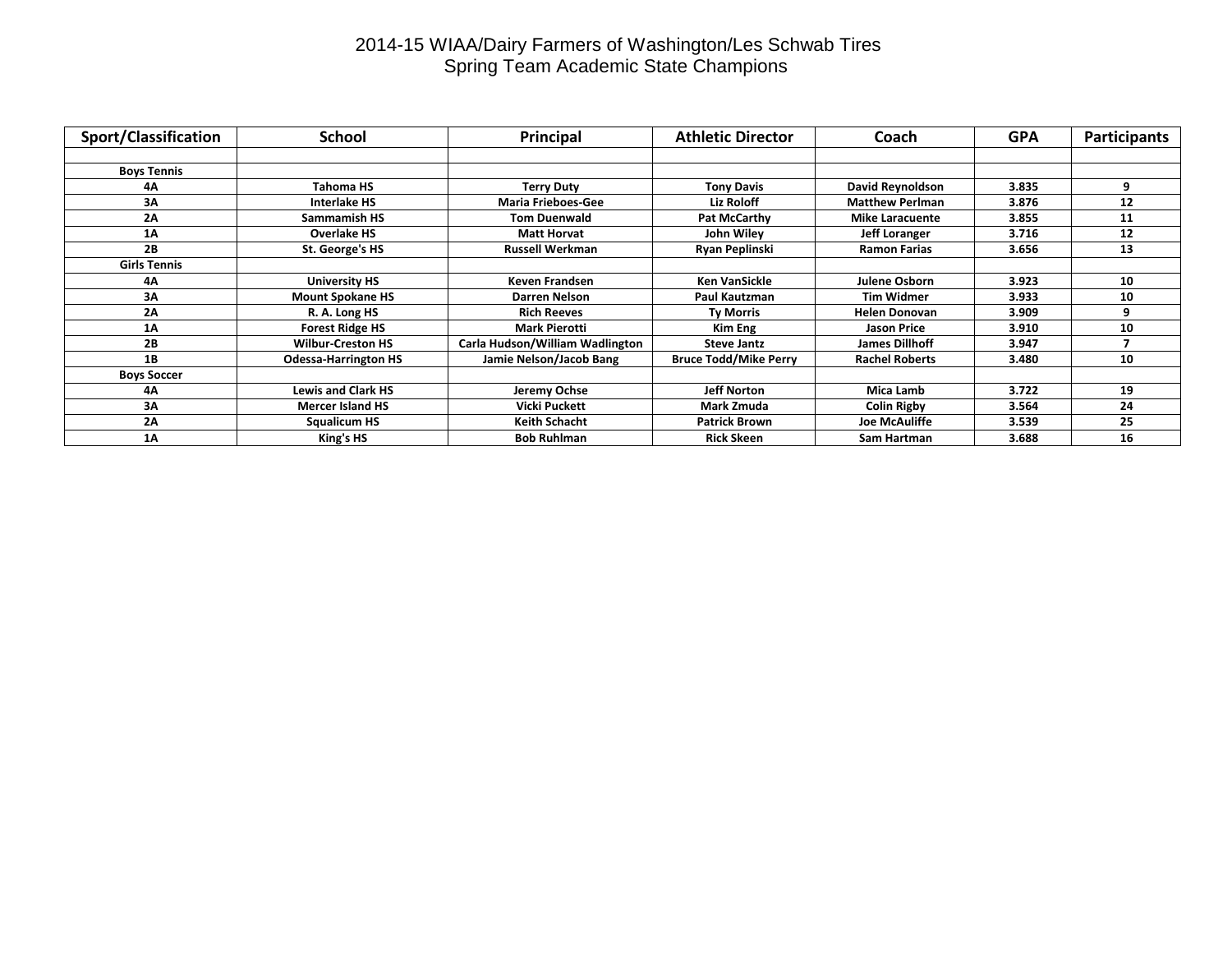# 2014-15 WIAA/Dairy Farmers of Washington/Les Schwab Tires
## Spring Team Academic State Champions

| Sport/Classification | School | Principal | Athletic Director | Coach | GPA | Participants |
|---|---|---|---|---|---|---|
| | | | | | | |
| **Boys Tennis** | | | | | | |
| 4A | Tahoma HS | Terry Duty | Tony Davis | David Reynoldson | 3.835 | 9 |
| 3A | Interlake HS | Maria Frieboes-Gee | Liz Roloff | Matthew Perlman | 3.876 | 12 |
| 2A | Sammamish HS | Tom Duenwald | Pat McCarthy | Mike Laracuente | 3.855 | 11 |
| 1A | Overlake HS | Matt Horvat | John Wiley | Jeff Loranger | 3.716 | 12 |
| 2B | St. George's HS | Russell Werkman | Ryan Peplinski | Ramon Farias | 3.656 | 13 |
| **Girls Tennis** | | | | | | |
| 4A | University HS | Keven Frandsen | Ken VanSickle | Julene Osborn | 3.923 | 10 |
| 3A | Mount Spokane HS | Darren Nelson | Paul Kautzman | Tim Widmer | 3.933 | 10 |
| 2A | R. A. Long HS | Rich Reeves | Ty Morris | Helen Donovan | 3.909 | 9 |
| 1A | Forest Ridge HS | Mark Pierotti | Kim Eng | Jason Price | 3.910 | 10 |
| 2B | Wilbur-Creston HS | Carla Hudson/William Wadlington | Steve Jantz | James Dillhoff | 3.947 | 7 |
| 1B | Odessa-Harrington HS | Jamie Nelson/Jacob Bang | Bruce Todd/Mike Perry | Rachel Roberts | 3.480 | 10 |
| **Boys Soccer** | | | | | | |
| 4A | Lewis and Clark HS | Jeremy Ochse | Jeff Norton | Mica Lamb | 3.722 | 19 |
| 3A | Mercer Island HS | Vicki Puckett | Mark Zmuda | Colin Rigby | 3.564 | 24 |
| 2A | Squalicum HS | Keith Schacht | Patrick Brown | Joe McAuliffe | 3.539 | 25 |
| 1A | King's HS | Bob Ruhlman | Rick Skeen | Sam Hartman | 3.688 | 16 |